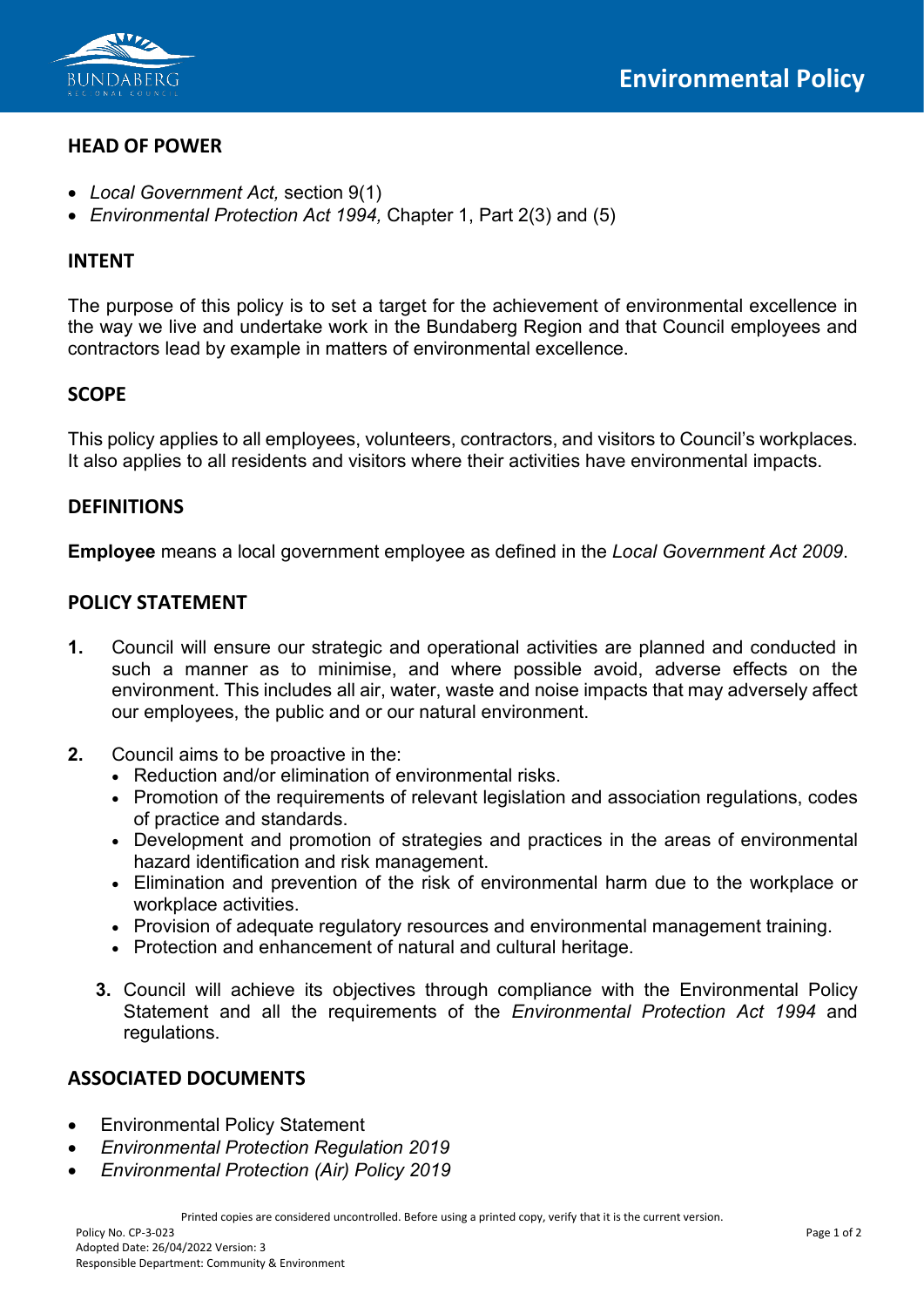# Environmental Policy

## HEAD OF POWER

- *Local Government Act,* section 9(1)
- *Environmental Protection Act 1994,* Chapter 1, Part 2(3) and (5)

## INTENT

The purpose of this policy is to set a target for the achievement of environmental excellence in the way we live and undertake work in the Bundaberg Region and that Council employees and contractors lead by example in matters of environmental excellence.

## SCOPE

This policy applies to all employees, volunteers, contractors, and visitors to Council's workplaces. It also applies to all residents and visitors where their activities have environmental impacts.

## DEFINITIONS

**Employee** means a local government employee as defined in the *Local Government Act 2009*.

## POLICY STATEMENT

1. Council will ensure our strategic and operational activities are planned and conducted in such a manner as to minimise, and where possible avoid, adverse effects on the environment. This includes all air, water, waste and noise impacts that may adversely affect our employees, the public and or our natural environment.

2. Council aims to be proactive in the:
   - Reduction and/or elimination of environmental risks.
   - Promotion of the requirements of relevant legislation and association regulations, codes of practice and standards.
   - Development and promotion of strategies and practices in the areas of environmental hazard identification and risk management.
   - Elimination and prevention of the risk of environmental harm due to the workplace or workplace activities.
   - Provision of adequate regulatory resources and environmental management training.
   - Protection and enhancement of natural and cultural heritage.

3. Council will achieve its objectives through compliance with the Environmental Policy Statement and all the requirements of the *Environmental Protection Act 1994* and regulations.

## ASSOCIATED DOCUMENTS

- Environmental Policy Statement
- *Environmental Protection Regulation 2019*
- *Environmental Protection (Air) Policy 2019*

Printed copies are considered uncontrolled. Before using a printed copy, verify that it is the current version.

Policy No. CP-3-023
Adopted Date: 26/04/2022 Version: 3
Responsible Department: Community & Environment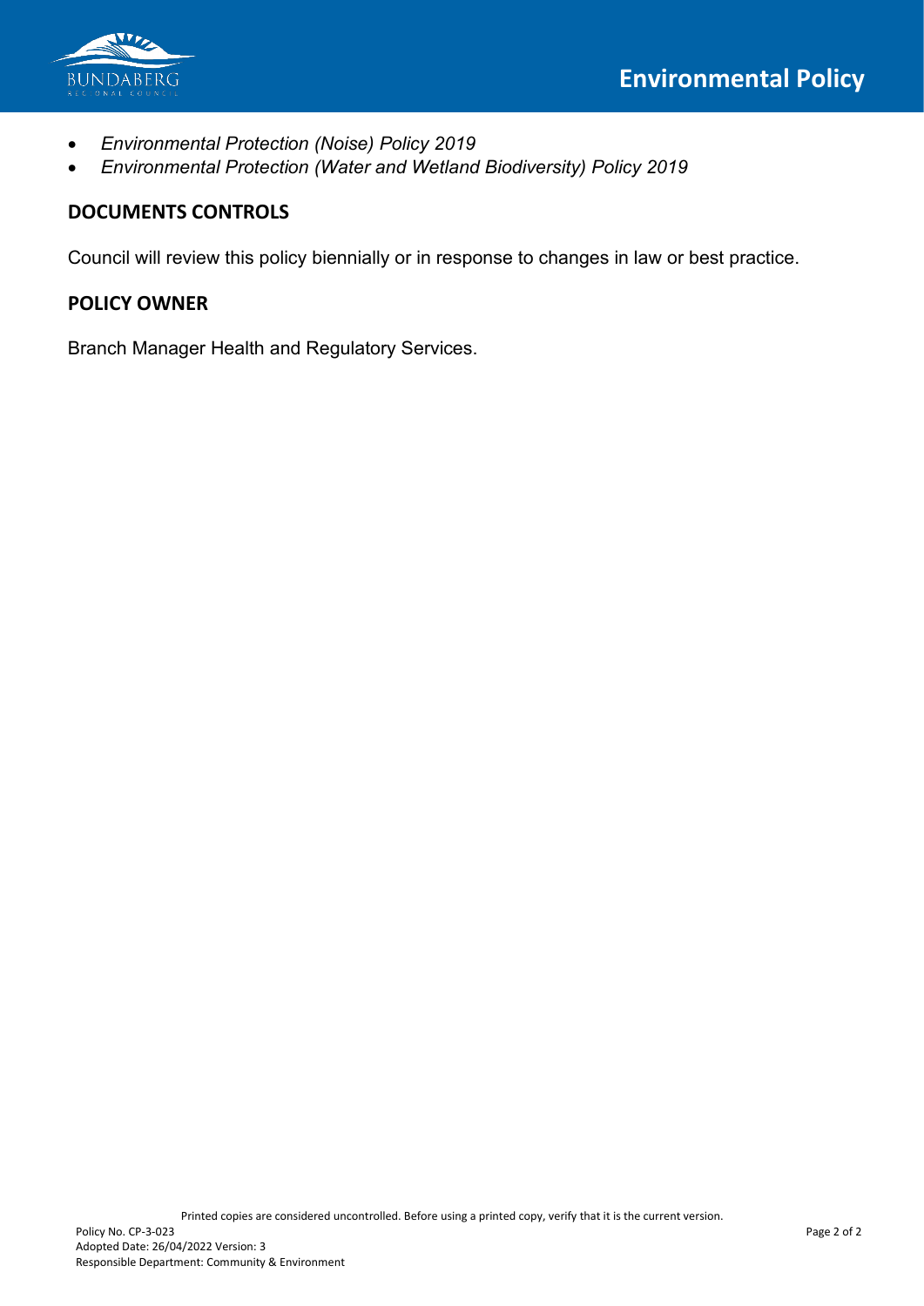- *Environmental Protection (Noise) Policy 2019*
- *Environmental Protection (Water and Wetland Biodiversity) Policy 2019*

## DOCUMENTS CONTROLS

Council will review this policy biennially or in response to changes in law or best practice.

## POLICY OWNER

Branch Manager Health and Regulatory Services.